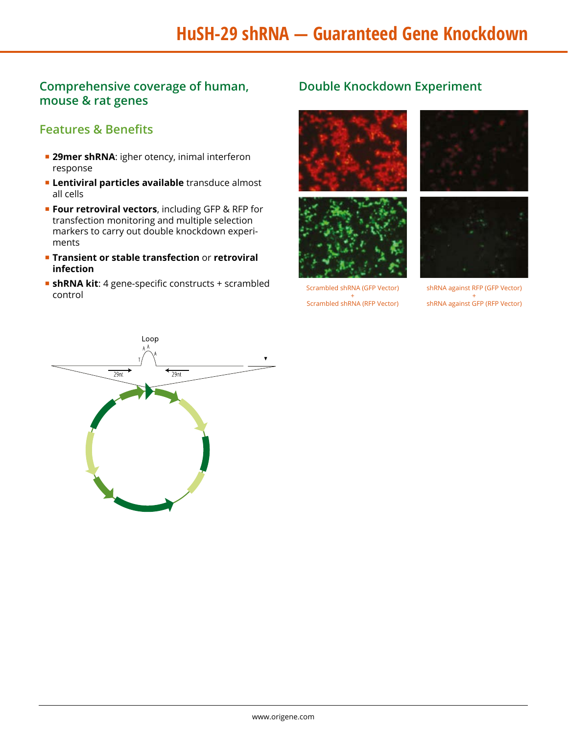# HuSH-29 shRNA — Guaranteed Gene Knockdown

## Comprehensive coverage of human, mouse & rat genes

## Features & Benefits

- **29mer shRNA**: igher otency, inimal interferon response
- **Lentiviral particles available** transduce almost all cells
- **Four retroviral vectors**, including GFP & RFP for transfection monitoring and multiple selection markers to carry out double knockdown experi-ments
- **Transient or stable transfection** or **retroviral infection**
- **shRNA kit**: 4 gene-specific constructs + scrambled control

Loop

A A

T A

29nt

29nt

## Double Knockdown Experiment

Scrambled shRNA (GFP Vector)
+
Scrambled shRNA (RFP Vector)

shRNA against RFP (GFP Vector)
+
shRNA against GFP (RFP Vector)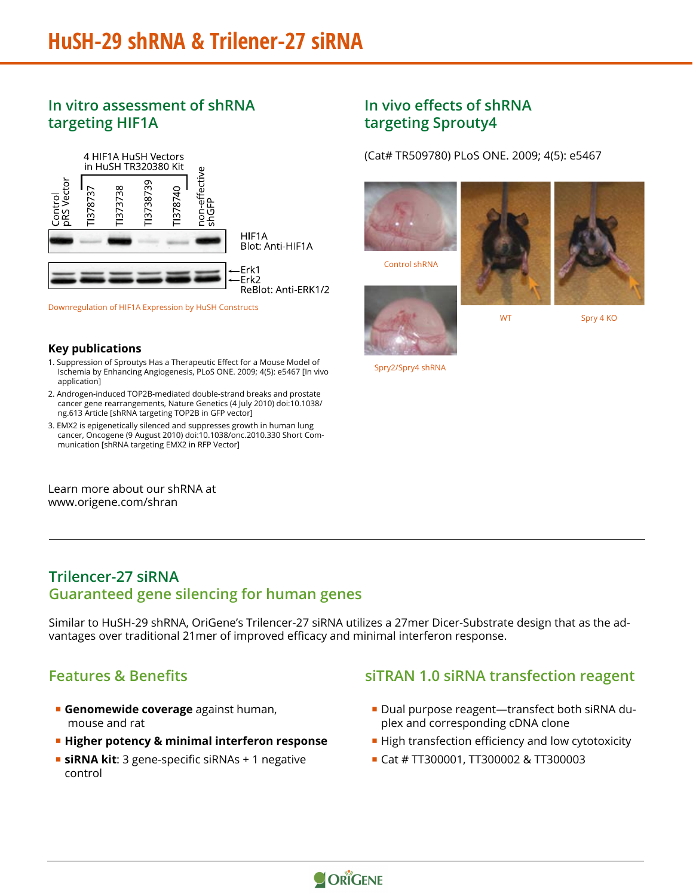# HuSH-29 shRNA & Trilener-27 siRNA

## In vitro assessment of shRNA targeting HIF1A

4 HIF1A HuSH Vectors in HuSH TR320380 Kit

Control pRS Vector | TI378737 | TI373738 | TI3738739 | TI378740 | non-effective shGFP

HIF1A Blot: Anti-HIF1A

Erk1
Erk2
ReBlot: Anti-ERK1/2

Downregulation of HIF1A Expression by HuSH Constructs

### Key publications

1. Suppression of Sproutys Has a Therapeutic Effect for a Mouse Model of Ischemia by Enhancing Angiogenesis, PLoS ONE. 2009; 4(5): e5467 [In vivo application]
2. Androgen-induced TOP2B-mediated double-strand breaks and prostate cancer gene rearrangements, Nature Genetics (4 July 2010) doi:10.1038/ng.613 Article [shRNA targeting TOP2B in GFP vector]
3. EMX2 is epigenetically silenced and suppresses growth in human lung cancer, Oncogene (9 August 2010) doi:10.1038/onc.2010.330 Short Communication [shRNA targeting EMX2 in RFP Vector]

Learn more about our shRNA at www.origene.com/shran

## In vivo effects of shRNA targeting Sprouty4

(Cat# TR509780) PLoS ONE. 2009; 4(5): e5467

Control shRNA

Spry2/Spry4 shRNA

WT

Spry 4 KO

---

## Trilencer-27 siRNA
## Guaranteed gene silencing for human genes

Similar to HuSH-29 shRNA, OriGene's Trilencer-27 siRNA utilizes a 27mer Dicer-Substrate design that as the advantages over traditional 21mer of improved efficacy and minimal interferon response.

### Features & Benefits

- **Genomewide coverage** against human, mouse and rat
- **Higher potency & minimal interferon response**
- **siRNA kit**: 3 gene-specific siRNAs + 1 negative control

### siTRAN 1.0 siRNA transfection reagent

- Dual purpose reagent—transfect both siRNA duplex and corresponding cDNA clone
- High transfection efficiency and low cytotoxicity
- Cat # TT300001, TT300002 & TT300003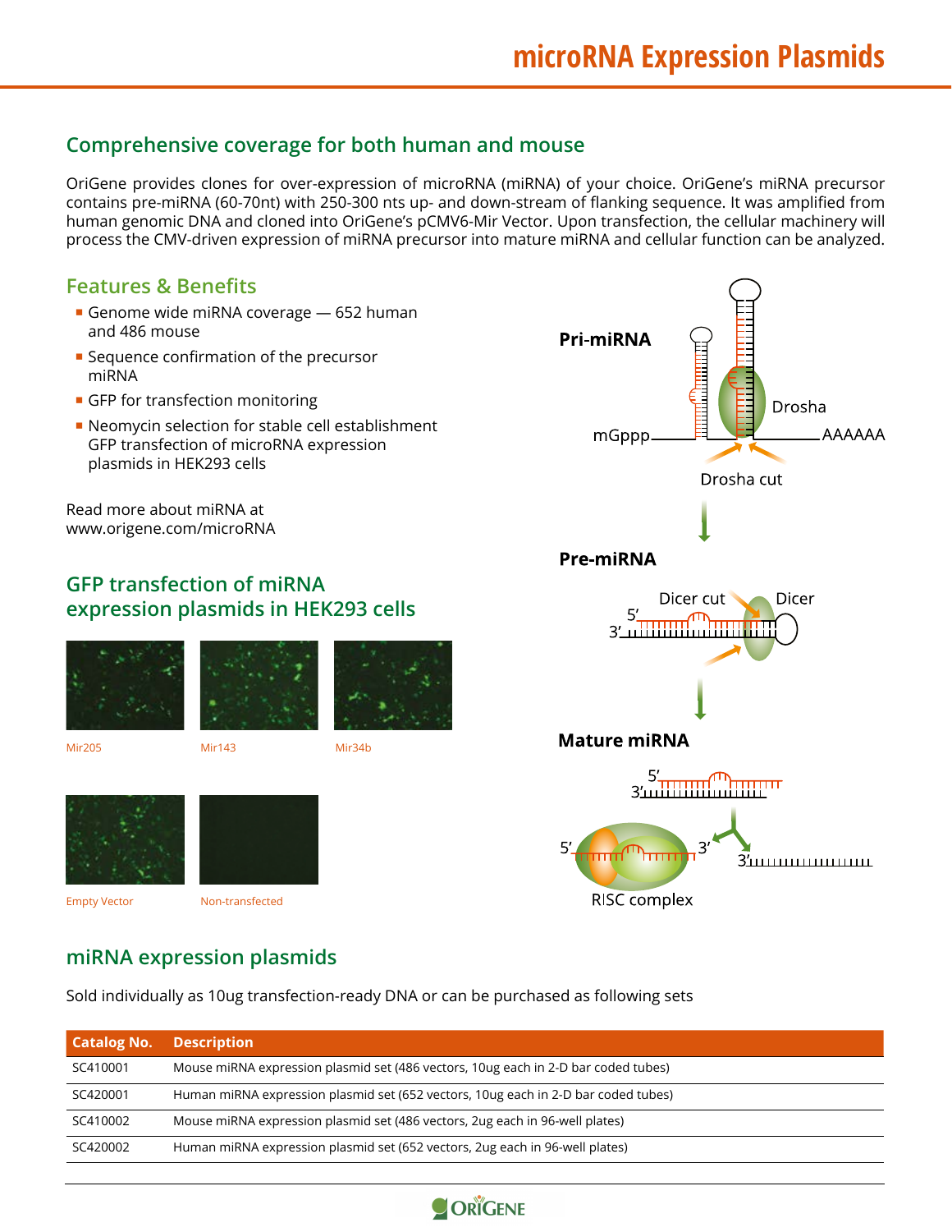# microRNA Expression Plasmids

## Comprehensive coverage for both human and mouse

OriGene provides clones for over-expression of microRNA (miRNA) of your choice. OriGene's miRNA precursor contains pre-miRNA (60-70nt) with 250-300 nts up- and down-stream of flanking sequence. It was amplified from human genomic DNA and cloned into OriGene's pCMV6-Mir Vector. Upon transfection, the cellular machinery will process the CMV-driven expression of miRNA precursor into mature miRNA and cellular function can be analyzed.

## Features & Benefits

- Genome wide miRNA coverage — 652 human and 486 mouse
- Sequence confirmation of the precursor miRNA
- GFP for transfection monitoring
- Neomycin selection for stable cell establishment GFP transfection of microRNA expression plasmids in HEK293 cells

Read more about miRNA at www.origene.com/microRNA

## GFP transfection of miRNA expression plasmids in HEK293 cells

Mir205 Mir143 Mir34b

Empty Vector Non-transfected

Pri-miRNA

mGppp Drosha AAAAAA

Drosha cut

Pre-miRNA

Dicer cut Dicer

Mature miRNA

RISC complex

## miRNA expression plasmids

Sold individually as 10ug transfection-ready DNA or can be purchased as following sets

| Catalog No. | Description |
|---|---|
| SC410001 | Mouse miRNA expression plasmid set (486 vectors, 10ug each in 2-D bar coded tubes) |
| SC420001 | Human miRNA expression plasmid set (652 vectors, 10ug each in 2-D bar coded tubes) |
| SC410002 | Mouse miRNA expression plasmid set (486 vectors, 2ug each in 96-well plates) |
| SC420002 | Human miRNA expression plasmid set (652 vectors, 2ug each in 96-well plates) |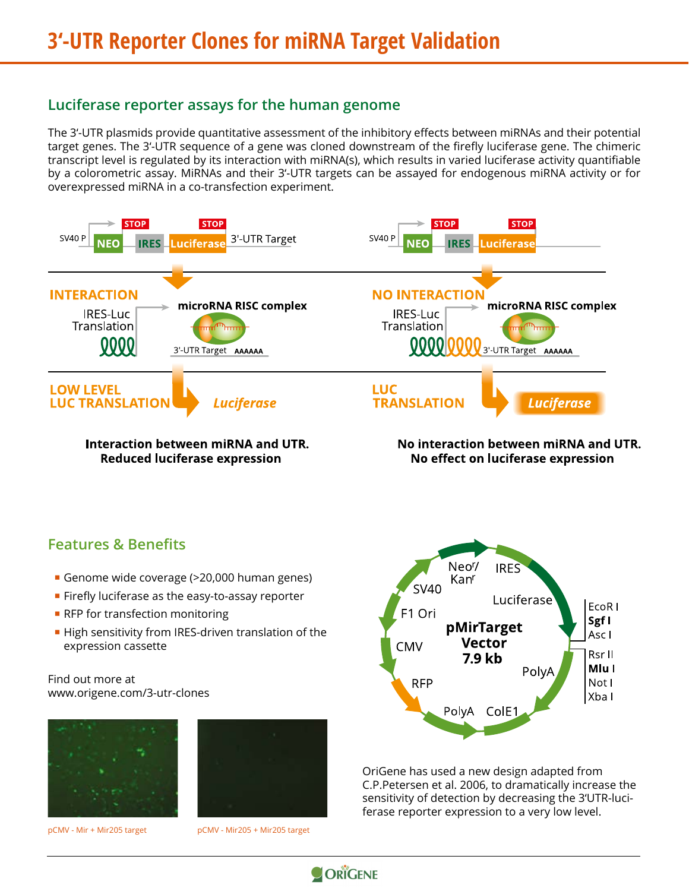# 3'-UTR Reporter Clones for miRNA Target Validation

## Luciferase reporter assays for the human genome

The 3'-UTR plasmids provide quantitative assessment of the inhibitory effects between miRNAs and their potential target genes. The 3'-UTR sequence of a gene was cloned downstream of the firefly luciferase gene. The chimeric transcript level is regulated by its interaction with miRNA(s), which results in varied luciferase activity quantifiable by a colorometric assay. MiRNAs and their 3'-UTR targets can be assayed for endogenous miRNA activity or for overexpressed miRNA in a co-transfection experiment.

SV40 P — NEO (STOP) — IRES — Luciferase (STOP) — 3'-UTR Target

| INTERACTION | NO INTERACTION |
|---|---|
| IRES-Luc Translation → microRNA RISC complex (3'-UTR Target AAAAAA) | IRES-Luc Translation → microRNA RISC complex (3'-UTR Target AAAAAA) |
| LOW LEVEL LUC TRANSLATION → *Luciferase* | LUC TRANSLATION → *Luciferase* |
| **Interaction between miRNA and UTR. Reduced luciferase expression** | **No interaction between miRNA and UTR. No effect on luciferase expression** |

## Features & Benefits

- Genome wide coverage (>20,000 human genes)
- Firefly luciferase as the easy-to-assay reporter
- RFP for transfection monitoring
- High sensitivity from IRES-driven translation of the expression cassette

Find out more at
www.origene.com/3-utr-clones

pCMV - Mir + Mir205 target

pCMV - Mir205 + Mir205 target

**pMirTarget Vector 7.9 kb**: SV40, Neo$^r$/Kan$^r$, IRES, Luciferase, EcoR I, **Sgf I**, Asc I, Rsr II, **Mlu I**, Not I, Xba I, PolyA, ColE1, PolyA, RFP, CMV, F1 Ori

OriGene has used a new design adapted from C.P.Petersen et al. 2006, to dramatically increase the sensitivity of detection by decreasing the 3'UTR-luciferase reporter expression to a very low level.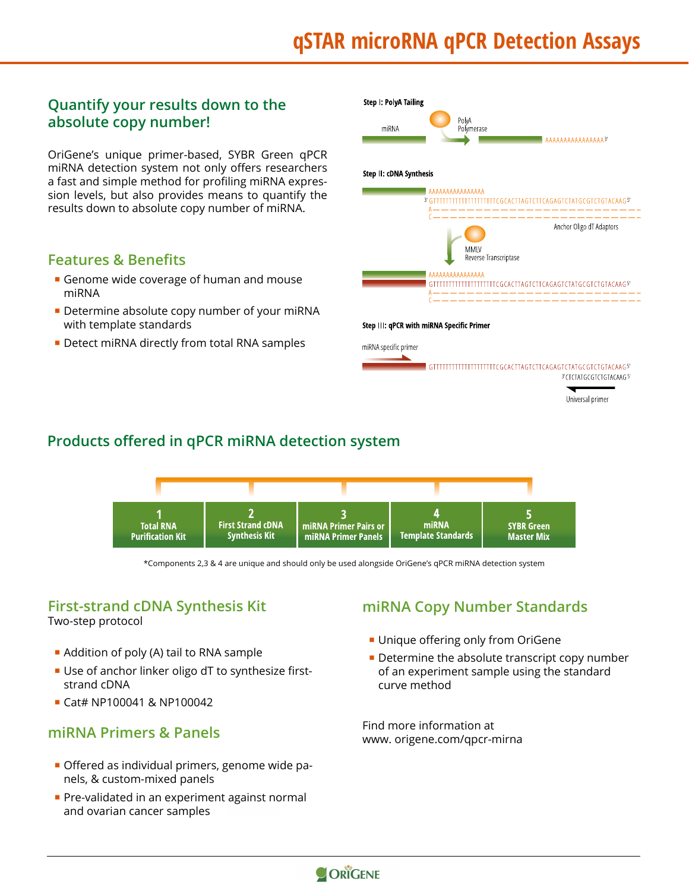# qSTAR microRNA qPCR Detection Assays

## Quantify your results down to the absolute copy number!

OriGene's unique primer-based, SYBR Green qPCR miRNA detection system not only offers researchers a fast and simple method for profiling miRNA expression levels, but also provides means to quantify the results down to absolute copy number of miRNA.

**Step I: PolyA Tailing**

miRNA — PolyA Polymerase — AAAAAAAAAAAAAAAA3'

**Step II: cDNA Synthesis**

AAAAAAAAAAAAAAAA
3' GTTTTTTTTTTTTTTTTTTTTCGCACTTAGTCTTCAGAGTCTATGCGTCTGTACAAG5'
A
C
Anchor Oligo dT Adaptors

MMLV Reverse Transcriptase

AAAAAAAAAAAAAAAA
GTTTTTTTTTTTTTTTTTTTTCGCACTTAGTCTTCAGAGTCTATGCGTCTGTACAAG5'
A
C

**Step III: qPCR with miRNA Specific Primer**

miRNA specific primer
GTTTTTTTTTTTTTTTTTTTTCGCACTTAGTCTTCAGAGTCTATGCGTCTGTACAAG5'
3'CTCTATGCGTCTGTACAAG5'
Universal primer

## Features & Benefits

- Genome wide coverage of human and mouse miRNA
- Determine absolute copy number of your miRNA with template standards
- Detect miRNA directly from total RNA samples

## Products offered in qPCR miRNA detection system

1. Total RNA Purification Kit
2. First Strand cDNA Synthesis Kit
3. miRNA Primer Pairs or miRNA Primer Panels
4. miRNA Template Standards
5. SYBR Green Master Mix

*Components 2,3 & 4 are unique and should only be used alongside OriGene's qPCR miRNA detection system

## First-strand cDNA Synthesis Kit

Two-step protocol

- Addition of poly (A) tail to RNA sample
- Use of anchor linker oligo dT to synthesize first-strand cDNA
- Cat# NP100041 & NP100042

## miRNA Primers & Panels

- Offered as individual primers, genome wide panels, & custom-mixed panels
- Pre-validated in an experiment against normal and ovarian cancer samples

## miRNA Copy Number Standards

- Unique offering only from OriGene
- Determine the absolute transcript copy number of an experiment sample using the standard curve method

Find more information at
www. origene.com/qpcr-mirna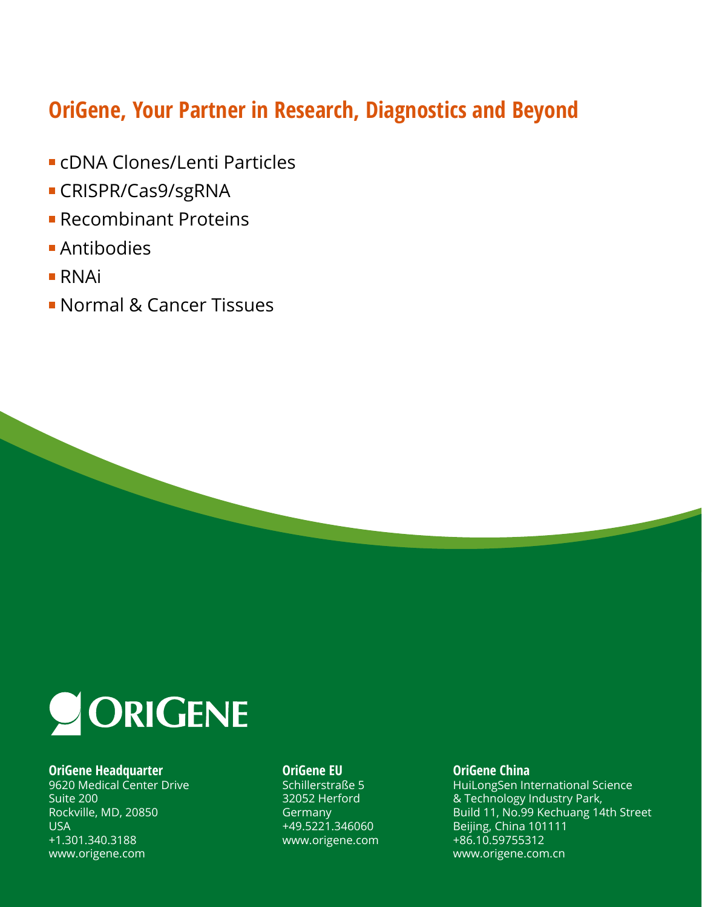## OriGene, Your Partner in Research, Diagnostics and Beyond

- cDNA Clones/Lenti Particles
- CRISPR/Cas9/sgRNA
- Recombinant Proteins
- Antibodies
- RNAi
- Normal & Cancer Tissues

ORIGENE

**OriGene Headquarter**
9620 Medical Center Drive
Suite 200
Rockville, MD, 20850
USA
+1.301.340.3188
www.origene.com

**OriGene EU**
Schillerstraße 5
32052 Herford
Germany
+49.5221.346060
www.origene.com

**OriGene China**
HuiLongSen International Science
& Technology Industry Park,
Build 11, No.99 Kechuang 14th Street
Beijing, China 101111
+86.10.59755312
www.origene.com.cn